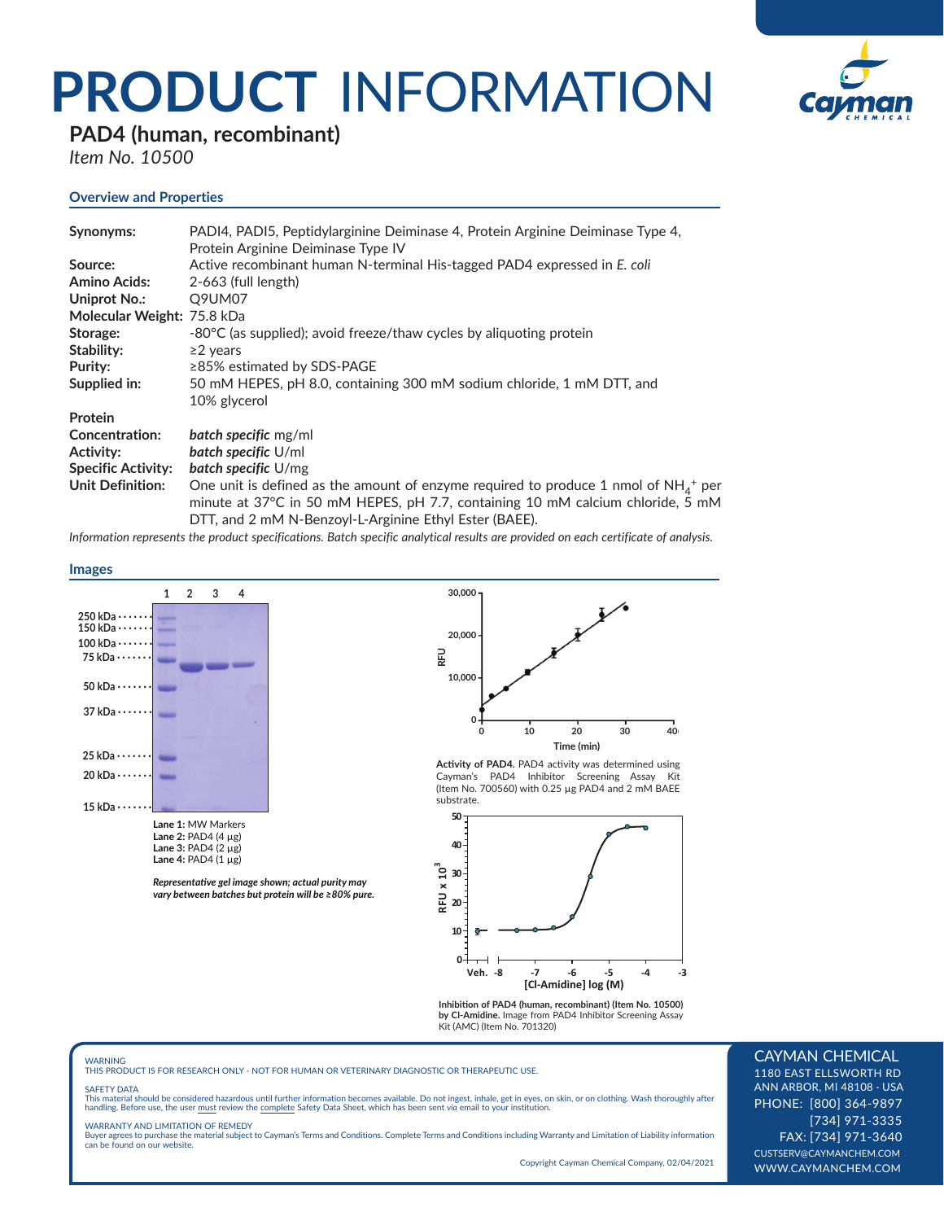# PRODUCT INFORMATION

## PAD4 (human, recombinant)

*Item No. 10500*

### Overview and Properties

| | |
|---|---|
| **Synonyms:** | PADI4, PADI5, Peptidylarginine Deiminase 4, Protein Arginine Deiminase Type 4, Protein Arginine Deiminase Type IV |
| **Source:** | Active recombinant human N-terminal His-tagged PAD4 expressed in *E. coli* |
| **Amino Acids:** | 2-663 (full length) |
| **Uniprot No.:** | Q9UM07 |
| **Molecular Weight:** | 75.8 kDa |
| **Storage:** | -80°C (as supplied); avoid freeze/thaw cycles by aliquoting protein |
| **Stability:** | ≥2 years |
| **Purity:** | ≥85% estimated by SDS-PAGE |
| **Supplied in:** | 50 mM HEPES, pH 8.0, containing 300 mM sodium chloride, 1 mM DTT, and 10% glycerol |
| **Protein Concentration:** | ***batch specific*** mg/ml |
| **Activity:** | ***batch specific*** U/ml |
| **Specific Activity:** | ***batch specific*** U/mg |
| **Unit Definition:** | One unit is defined as the amount of enzyme required to produce 1 nmol of $NH_4^+$ per minute at 37°C in 50 mM HEPES, pH 7.7, containing 10 mM calcium chloride, 5 mM DTT, and 2 mM N-Benzoyl-L-Arginine Ethyl Ester (BAEE). |

*Information represents the product specifications. Batch specific analytical results are provided on each certificate of analysis.*

### Images

**Lane 1:** MW Markers
**Lane 2:** PAD4 (4 µg)
**Lane 3:** PAD4 (2 µg)
**Lane 4:** PAD4 (1 µg)

***Representative gel image shown; actual purity may vary between batches but protein will be ≥80% pure.***

**Activity of PAD4.** PAD4 activity was determined using Cayman's PAD4 Inhibitor Screening Assay Kit (Item No. 700560) with 0.25 µg PAD4 and 2 mM BAEE substrate.

**Inhibition of PAD4 (human, recombinant) (Item No. 10500) by Cl-Amidine.** Image from PAD4 Inhibitor Screening Assay Kit (AMC) (Item No. 701320)

WARNING
THIS PRODUCT IS FOR RESEARCH ONLY - NOT FOR HUMAN OR VETERINARY DIAGNOSTIC OR THERAPEUTIC USE.

SAFETY DATA
This material should be considered hazardous until further information becomes available. Do not ingest, inhale, get in eyes, on skin, or on clothing. Wash thoroughly after handling. Before use, the user must review the complete Safety Data Sheet, which has been sent *via* email to your institution.

WARRANTY AND LIMITATION OF REMEDY
Buyer agrees to purchase the material subject to Cayman's Terms and Conditions. Complete Terms and Conditions including Warranty and Limitation of Liability information can be found on our website.

Copyright Cayman Chemical Company, 02/04/2021

CAYMAN CHEMICAL
1180 EAST ELLSWORTH RD
ANN ARBOR, MI 48108 · USA
PHONE: [800] 364-9897
[734] 971-3335
FAX: [734] 971-3640
CUSTSERV@CAYMANCHEM.COM
WWW.CAYMANCHEM.COM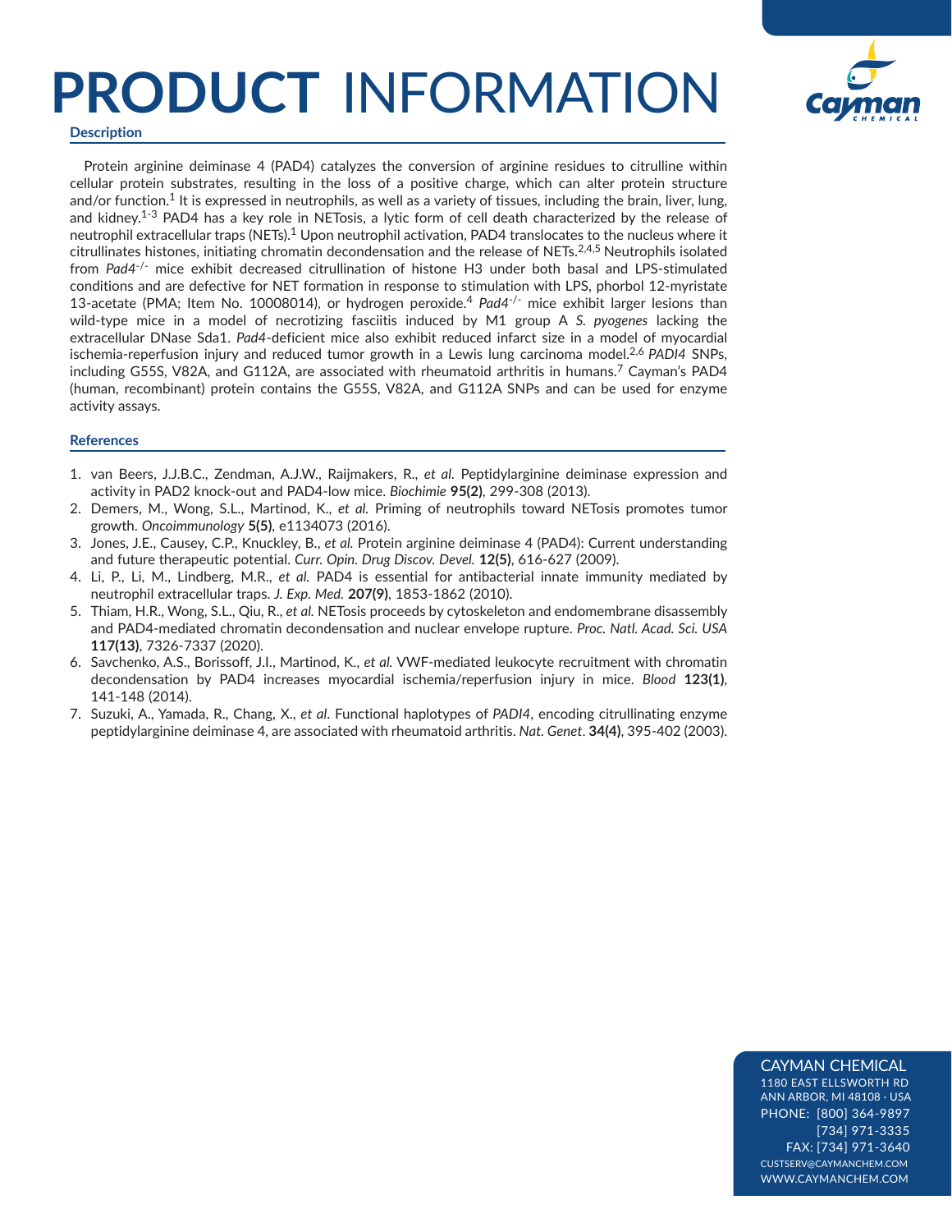# PRODUCT INFORMATION

## Description

Protein arginine deiminase 4 (PAD4) catalyzes the conversion of arginine residues to citrulline within cellular protein substrates, resulting in the loss of a positive charge, which can alter protein structure and/or function.[1] It is expressed in neutrophils, as well as a variety of tissues, including the brain, liver, lung, and kidney.[1-3] PAD4 has a key role in NETosis, a lytic form of cell death characterized by the release of neutrophil extracellular traps (NETs).[1] Upon neutrophil activation, PAD4 translocates to the nucleus where it citrullinates histones, initiating chromatin decondensation and the release of NETs.[2,4,5] Neutrophils isolated from *Pad4*$^{-/-}$ mice exhibit decreased citrullination of histone H3 under both basal and LPS-stimulated conditions and are defective for NET formation in response to stimulation with LPS, phorbol 12-myristate 13-acetate (PMA; Item No. 10008014), or hydrogen peroxide.[4] *Pad4*$^{-/-}$ mice exhibit larger lesions than wild-type mice in a model of necrotizing fasciitis induced by M1 group A *S. pyogenes* lacking the extracellular DNase Sda1. *Pad4*-deficient mice also exhibit reduced infarct size in a model of myocardial ischemia-reperfusion injury and reduced tumor growth in a Lewis lung carcinoma model.[2,6] *PADI4* SNPs, including G55S, V82A, and G112A, are associated with rheumatoid arthritis in humans.[7] Cayman's PAD4 (human, recombinant) protein contains the G55S, V82A, and G112A SNPs and can be used for enzyme activity assays.

## References

1. van Beers, J.J.B.C., Zendman, A.J.W., Raijmakers, R., *et al.* Peptidylarginine deiminase expression and activity in PAD2 knock-out and PAD4-low mice. *Biochimie* **95(2)**, 299-308 (2013).
2. Demers, M., Wong, S.L., Martinod, K., *et al.* Priming of neutrophils toward NETosis promotes tumor growth. *Oncoimmunology* **5(5)**, e1134073 (2016).
3. Jones, J.E., Causey, C.P., Knuckley, B., *et al.* Protein arginine deiminase 4 (PAD4): Current understanding and future therapeutic potential. *Curr. Opin. Drug Discov. Devel.* **12(5)**, 616-627 (2009).
4. Li, P., Li, M., Lindberg, M.R., *et al.* PAD4 is essential for antibacterial innate immunity mediated by neutrophil extracellular traps. *J. Exp. Med.* **207(9)**, 1853-1862 (2010).
5. Thiam, H.R., Wong, S.L., Qiu, R., *et al.* NETosis proceeds by cytoskeleton and endomembrane disassembly and PAD4-mediated chromatin decondensation and nuclear envelope rupture. *Proc. Natl. Acad. Sci. USA* **117(13)**, 7326-7337 (2020).
6. Savchenko, A.S., Borissoff, J.I., Martinod, K., *et al.* VWF-mediated leukocyte recruitment with chromatin decondensation by PAD4 increases myocardial ischemia/reperfusion injury in mice. *Blood* **123(1)**, 141-148 (2014).
7. Suzuki, A., Yamada, R., Chang, X., *et al*. Functional haplotypes of *PADI4*, encoding citrullinating enzyme peptidylarginine deiminase 4, are associated with rheumatoid arthritis. *Nat. Genet*. **34(4)**, 395-402 (2003).

CAYMAN CHEMICAL
1180 EAST ELLSWORTH RD
ANN ARBOR, MI 48108 · USA
PHONE: [800] 364-9897
[734] 971-3335
FAX: [734] 971-3640
CUSTSERV@CAYMANCHEM.COM
WWW.CAYMANCHEM.COM